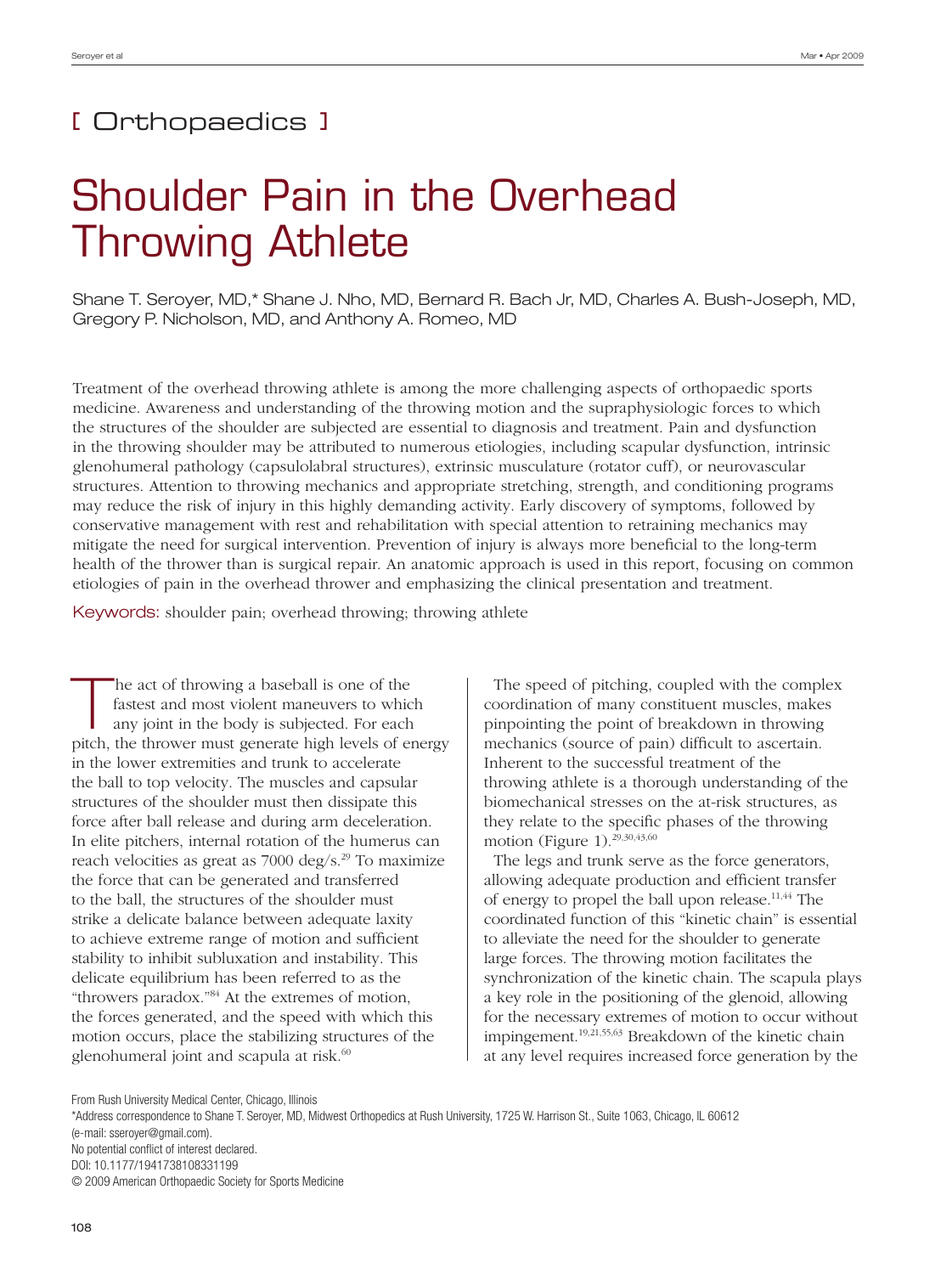[ Orthopaedics ]

# Shoulder Pain in the Overhead Throwing Athlete

Shane T. Seroyer, MD,* Shane J. Nho, MD, Bernard R. Bach Jr, MD, Charles A. Bush-Joseph, MD, Gregory P. Nicholson, MD, and Anthony A. Romeo, MD

Treatment of the overhead throwing athlete is among the more challenging aspects of orthopaedic sports medicine. Awareness and understanding of the throwing motion and the supraphysiologic forces to which the structures of the shoulder are subjected are essential to diagnosis and treatment. Pain and dysfunction in the throwing shoulder may be attributed to numerous etiologies, including scapular dysfunction, intrinsic glenohumeral pathology (capsulolabral structures), extrinsic musculature (rotator cuff), or neurovascular structures. Attention to throwing mechanics and appropriate stretching, strength, and conditioning programs may reduce the risk of injury in this highly demanding activity. Early discovery of symptoms, followed by conservative management with rest and rehabilitation with special attention to retraining mechanics may mitigate the need for surgical intervention. Prevention of injury is always more beneficial to the long-term health of the thrower than is surgical repair. An anatomic approach is used in this report, focusing on common etiologies of pain in the overhead thrower and emphasizing the clinical presentation and treatment.

Keywords: shoulder pain; overhead throwing; throwing athlete

The act of throwing a baseball is one of the fastest and most violent maneuvers to which any joint in the body is subjected. For each pitch, the thrower must generate high levels of energy in the lower extremities and trunk to accelerate the ball to top velocity. The muscles and capsular structures of the shoulder must then dissipate this force after ball release and during arm deceleration. In elite pitchers, internal rotation of the humerus can reach velocities as great as 7000 deg/s.[29] To maximize the force that can be generated and transferred to the ball, the structures of the shoulder must strike a delicate balance between adequate laxity to achieve extreme range of motion and sufficient stability to inhibit subluxation and instability. This delicate equilibrium has been referred to as the "throwers paradox."[84] At the extremes of motion, the forces generated, and the speed with which this motion occurs, place the stabilizing structures of the glenohumeral joint and scapula at risk.[60]

The speed of pitching, coupled with the complex coordination of many constituent muscles, makes pinpointing the point of breakdown in throwing mechanics (source of pain) difficult to ascertain. Inherent to the successful treatment of the throwing athlete is a thorough understanding of the biomechanical stresses on the at-risk structures, as they relate to the specific phases of the throwing motion (Figure 1).[29,30,43,60]

The legs and trunk serve as the force generators, allowing adequate production and efficient transfer of energy to propel the ball upon release.[11,44] The coordinated function of this "kinetic chain" is essential to alleviate the need for the shoulder to generate large forces. The throwing motion facilitates the synchronization of the kinetic chain. The scapula plays a key role in the positioning of the glenoid, allowing for the necessary extremes of motion to occur without impingement.[19,21,55,63] Breakdown of the kinetic chain at any level requires increased force generation by the

From Rush University Medical Center, Chicago, Illinois

*Address correspondence to Shane T. Seroyer, MD, Midwest Orthopedics at Rush University, 1725 W. Harrison St., Suite 1063, Chicago, IL 60612 (e-mail: sseroyer@gmail.com).

No potential conflict of interest declared.

DOI: 10.1177/1941738108331199

© 2009 American Orthopaedic Society for Sports Medicine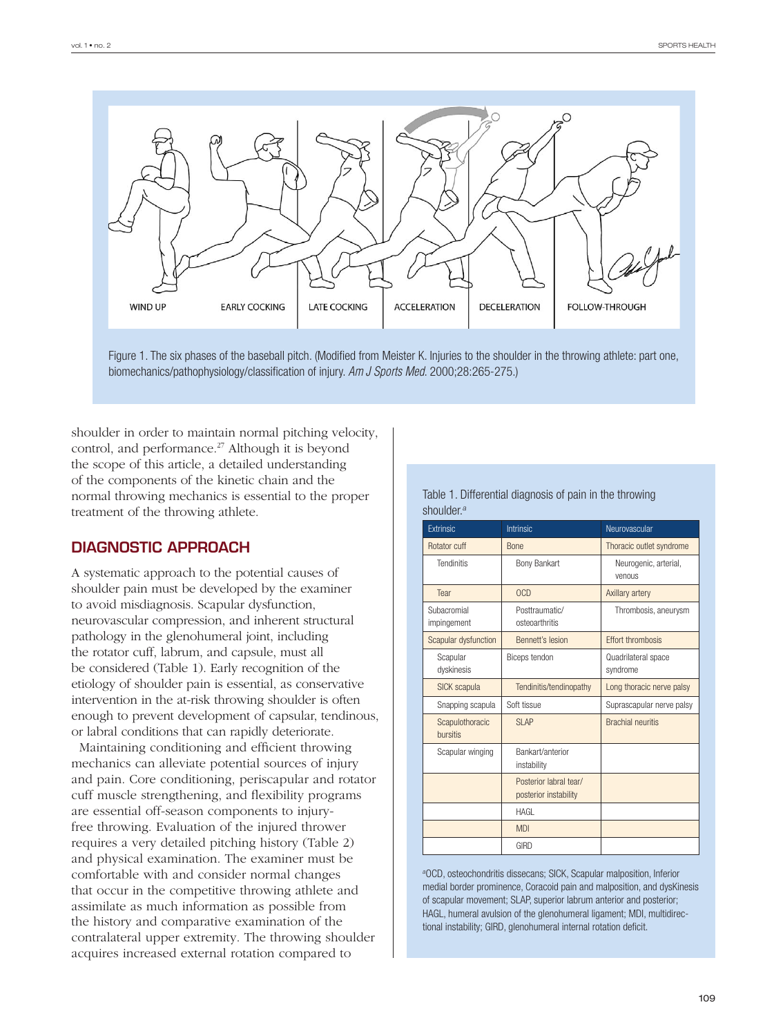WIND UP | EARLY COCKING | LATE COCKING | ACCELERATION | DECELERATION | FOLLOW-THROUGH

Figure 1. The six phases of the baseball pitch. (Modified from Meister K. Injuries to the shoulder in the throwing athlete: part one, biomechanics/pathophysiology/classification of injury. *Am J Sports Med.* 2000;28:265-275.)

shoulder in order to maintain normal pitching velocity, control, and performance.[27] Although it is beyond the scope of this article, a detailed understanding of the components of the kinetic chain and the normal throwing mechanics is essential to the proper treatment of the throwing athlete.

## DIAGNOSTIC APPROACH

A systematic approach to the potential causes of shoulder pain must be developed by the examiner to avoid misdiagnosis. Scapular dysfunction, neurovascular compression, and inherent structural pathology in the glenohumeral joint, including the rotator cuff, labrum, and capsule, must all be considered (Table 1). Early recognition of the etiology of shoulder pain is essential, as conservative intervention in the at-risk throwing shoulder is often enough to prevent development of capsular, tendinous, or labral conditions that can rapidly deteriorate.

Maintaining conditioning and efficient throwing mechanics can alleviate potential sources of injury and pain. Core conditioning, periscapular and rotator cuff muscle strengthening, and flexibility programs are essential off-season components to injury-free throwing. Evaluation of the injured thrower requires a very detailed pitching history (Table 2) and physical examination. The examiner must be comfortable with and consider normal changes that occur in the competitive throwing athlete and assimilate as much information as possible from the history and comparative examination of the contralateral upper extremity. The throwing shoulder acquires increased external rotation compared to

Table 1. Differential diagnosis of pain in the throwing shoulder.[a]

| Extrinsic | Intrinsic | Neurovascular |
|---|---|---|
| Rotator cuff | Bone | Thoracic outlet syndrome |
| Tendinitis | Bony Bankart | Neurogenic, arterial, venous |
| Tear | OCD | Axillary artery |
| Subacromial impingement | Posttraumatic/osteoarthritis | Thrombosis, aneurysm |
| Scapular dysfunction | Bennett's lesion | Effort thrombosis |
| Scapular dyskinesis | Biceps tendon | Quadrilateral space syndrome |
| SICK scapula | Tendinitis/tendinopathy | Long thoracic nerve palsy |
| Snapping scapula | Soft tissue | Suprascapular nerve palsy |
| Scapulothoracic bursitis | SLAP | Brachial neuritis |
| Scapular winging | Bankart/anterior instability | |
| | Posterior labral tear/posterior instability | |
| | HAGL | |
| | MDI | |
| | GIRD | |

[a]OCD, osteochondritis dissecans; SICK, Scapular malposition, Inferior medial border prominence, Coracoid pain and malposition, and dysKinesis of scapular movement; SLAP, superior labrum anterior and posterior; HAGL, humeral avulsion of the glenohumeral ligament; MDI, multidirectional instability; GIRD, glenohumeral internal rotation deficit.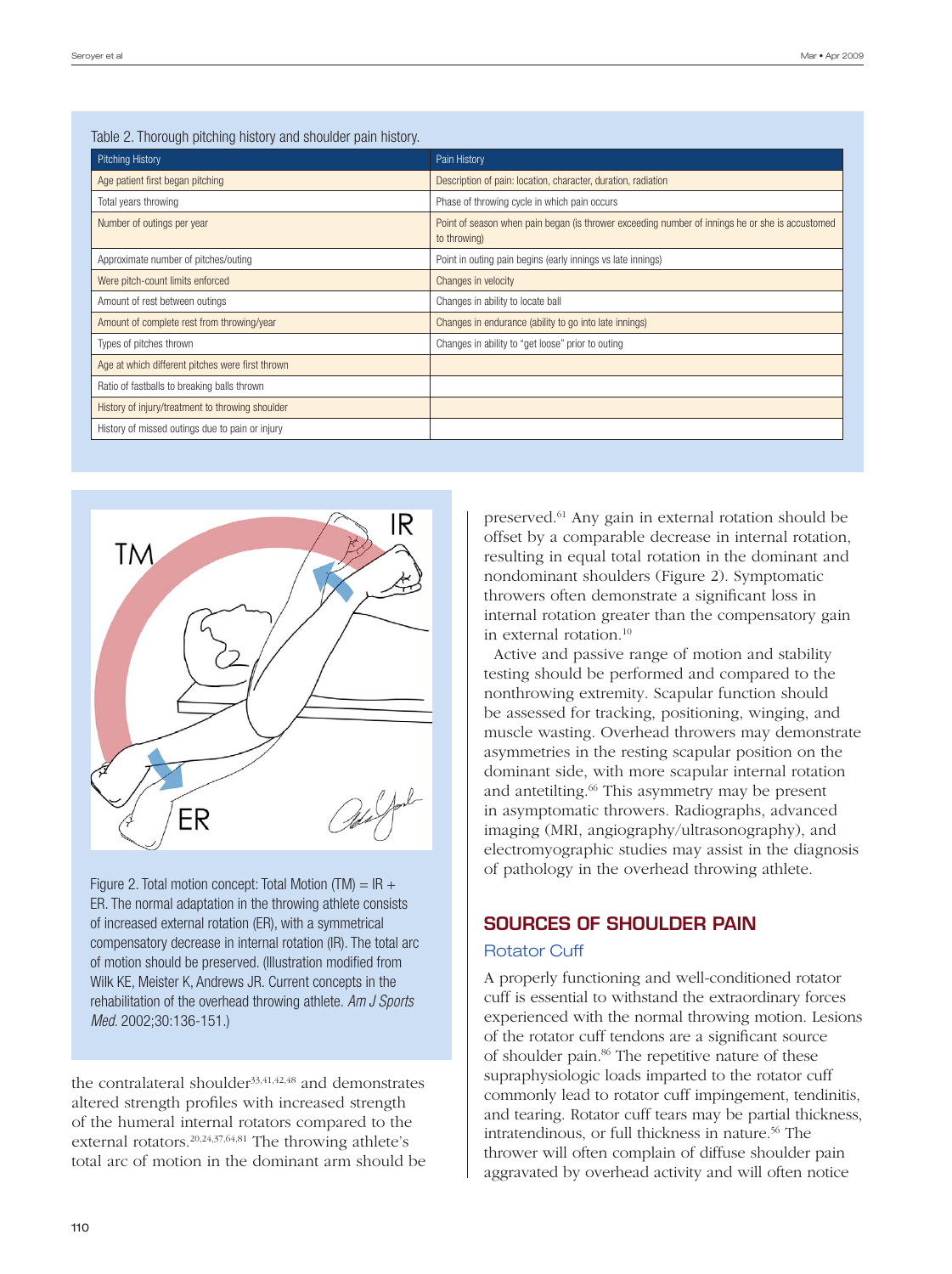Table 2. Thorough pitching history and shoulder pain history.

| Pitching History | Pain History |
|---|---|
| Age patient first began pitching | Description of pain: location, character, duration, radiation |
| Total years throwing | Phase of throwing cycle in which pain occurs |
| Number of outings per year | Point of season when pain began (is thrower exceeding number of innings he or she is accustomed to throwing) |
| Approximate number of pitches/outing | Point in outing pain begins (early innings vs late innings) |
| Were pitch-count limits enforced | Changes in velocity |
| Amount of rest between outings | Changes in ability to locate ball |
| Amount of complete rest from throwing/year | Changes in endurance (ability to go into late innings) |
| Types of pitches thrown | Changes in ability to "get loose" prior to outing |
| Age at which different pitches were first thrown | |
| Ratio of fastballs to breaking balls thrown | |
| History of injury/treatment to throwing shoulder | |
| History of missed outings due to pain or injury | |

Figure 2. Total motion concept: Total Motion (TM) = IR + ER. The normal adaptation in the throwing athlete consists of increased external rotation (ER), with a symmetrical compensatory decrease in internal rotation (IR). The total arc of motion should be preserved. (Illustration modified from Wilk KE, Meister K, Andrews JR. Current concepts in the rehabilitation of the overhead throwing athlete. *Am J Sports Med.* 2002;30:136-151.)

the contralateral shoulder[33,41,42,48] and demonstrates altered strength profiles with increased strength of the humeral internal rotators compared to the external rotators.[20,24,37,64,81] The throwing athlete's total arc of motion in the dominant arm should be preserved.[61] Any gain in external rotation should be offset by a comparable decrease in internal rotation, resulting in equal total rotation in the dominant and nondominant shoulders (Figure 2). Symptomatic throwers often demonstrate a significant loss in internal rotation greater than the compensatory gain in external rotation.[10]

Active and passive range of motion and stability testing should be performed and compared to the nonthrowing extremity. Scapular function should be assessed for tracking, positioning, winging, and muscle wasting. Overhead throwers may demonstrate asymmetries in the resting scapular position on the dominant side, with more scapular internal rotation and antetilting.[66] This asymmetry may be present in asymptomatic throwers. Radiographs, advanced imaging (MRI, angiography/ultrasonography), and electromyographic studies may assist in the diagnosis of pathology in the overhead throwing athlete.

## SOURCES OF SHOULDER PAIN

### Rotator Cuff

A properly functioning and well-conditioned rotator cuff is essential to withstand the extraordinary forces experienced with the normal throwing motion. Lesions of the rotator cuff tendons are a significant source of shoulder pain.[86] The repetitive nature of these supraphysiologic loads imparted to the rotator cuff commonly lead to rotator cuff impingement, tendinitis, and tearing. Rotator cuff tears may be partial thickness, intratendinous, or full thickness in nature.[56] The thrower will often complain of diffuse shoulder pain aggravated by overhead activity and will often notice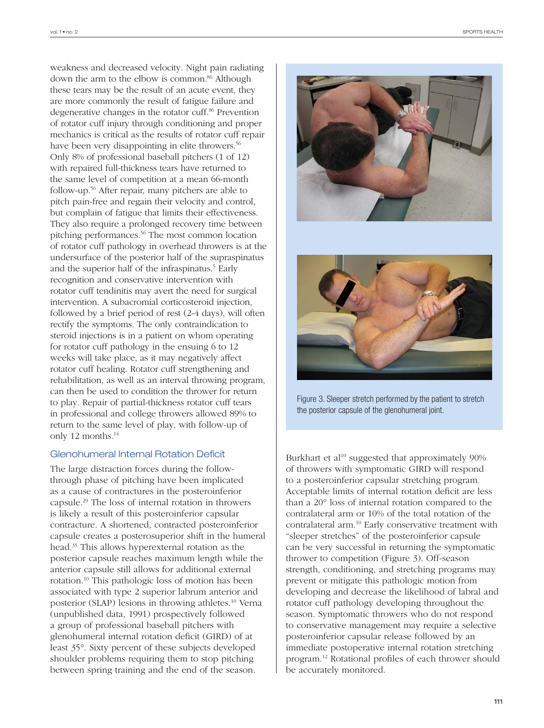weakness and decreased velocity. Night pain radiating down the arm to the elbow is common.[86] Although these tears may be the result of an acute event, they are more commonly the result of fatigue failure and degenerative changes in the rotator cuff.[86] Prevention of rotator cuff injury through conditioning and proper mechanics is critical as the results of rotator cuff repair have been very disappointing in elite throwers.[56] Only 8% of professional baseball pitchers (1 of 12) with repaired full-thickness tears have returned to the same level of competition at a mean 66-month follow-up.[56] After repair, many pitchers are able to pitch pain-free and regain their velocity and control, but complain of fatigue that limits their effectiveness. They also require a prolonged recovery time between pitching performances.[56] The most common location of rotator cuff pathology in overhead throwers is at the undersurface of the posterior half of the supraspinatus and the superior half of the infraspinatus.[5] Early recognition and conservative intervention with rotator cuff tendinitis may avert the need for surgical intervention. A subacromial corticosteroid injection, followed by a brief period of rest (2-4 days), will often rectify the symptoms. The only contraindication to steroid injections is in a patient on whom operating for rotator cuff pathology in the ensuing 6 to 12 weeks will take place, as it may negatively affect rotator cuff healing. Rotator cuff strengthening and rehabilitation, as well as an interval throwing program, can then be used to condition the thrower for return to play. Repair of partial-thickness rotator cuff tears in professional and college throwers allowed 89% to return to the same level of play, with follow-up of only 12 months.[14]

## Glenohumeral Internal Rotation Deficit

The large distraction forces during the follow-through phase of pitching have been implicated as a cause of contractures in the posteroinferior capsule.[29] The loss of internal rotation in throwers is likely a result of this posteroinferior capsular contracture. A shortened, contracted posteroinferior capsule creates a posterosuperior shift in the humeral head.[35] This allows hyperexternal rotation as the posterior capsule reaches maximum length while the anterior capsule still allows for additional external rotation.[10] This pathologic loss of motion has been associated with type 2 superior labrum anterior and posterior (SLAP) lesions in throwing athletes.[10] Verna (unpublished data, 1991) prospectively followed a group of professional baseball pitchers with glenohumeral internal rotation deficit (GIRD) of at least 35°. Sixty percent of these subjects developed shoulder problems requiring them to stop pitching between spring training and the end of the season.

Figure 3. Sleeper stretch performed by the patient to stretch the posterior capsule of the glenohumeral joint.

Burkhart et al[10] suggested that approximately 90% of throwers with symptomatic GIRD will respond to a posteroinferior capsular stretching program. Acceptable limits of internal rotation deficit are less than a 20° loss of internal rotation compared to the contralateral arm or 10% of the total rotation of the contralateral arm.[10] Early conservative treatment with "sleeper stretches" of the posteroinferior capsule can be very successful in returning the symptomatic thrower to competition (Figure 3). Off-season strength, conditioning, and stretching programs may prevent or mitigate this pathologic motion from developing and decrease the likelihood of labral and rotator cuff pathology developing throughout the season. Symptomatic throwers who do not respond to conservative management may require a selective posteroinferior capsular release followed by an immediate postoperative internal rotation stretching program.[12] Rotational profiles of each thrower should be accurately monitored.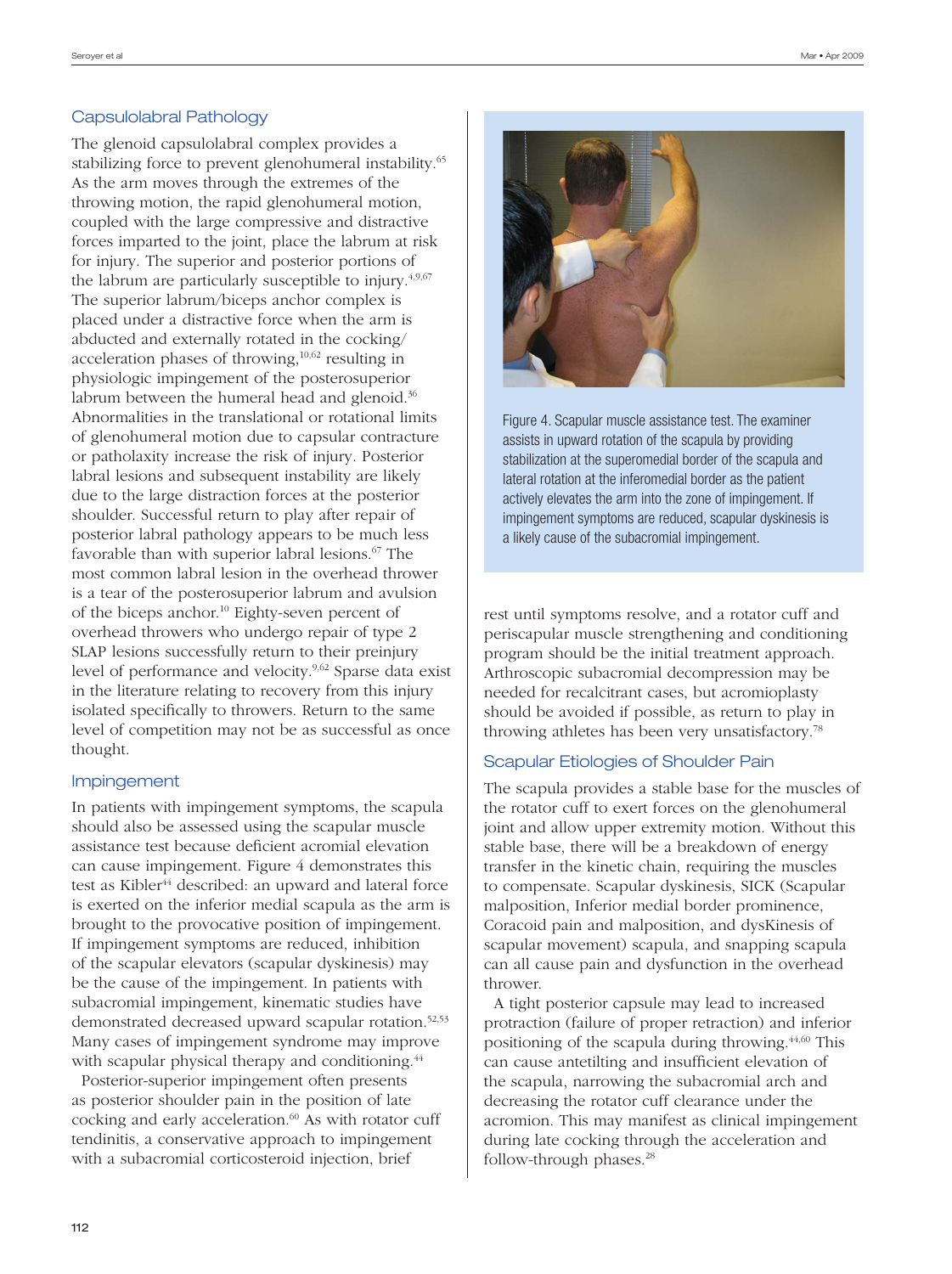## Capsulolabral Pathology

The glenoid capsulolabral complex provides a stabilizing force to prevent glenohumeral instability.[65] As the arm moves through the extremes of the throwing motion, the rapid glenohumeral motion, coupled with the large compressive and distractive forces imparted to the joint, place the labrum at risk for injury. The superior and posterior portions of the labrum are particularly susceptible to injury.[4,9,67] The superior labrum/biceps anchor complex is placed under a distractive force when the arm is abducted and externally rotated in the cocking/acceleration phases of throwing,[10,62] resulting in physiologic impingement of the posterosuperior labrum between the humeral head and glenoid.[36] Abnormalities in the translational or rotational limits of glenohumeral motion due to capsular contracture or pathalaxity increase the risk of injury. Posterior labral lesions and subsequent instability are likely due to the large distraction forces at the posterior shoulder. Successful return to play after repair of posterior labral pathology appears to be much less favorable than with superior labral lesions.[67] The most common labral lesion in the overhead thrower is a tear of the posterosuperior labrum and avulsion of the biceps anchor.[10] Eighty-seven percent of overhead throwers who undergo repair of type 2 SLAP lesions successfully return to their preinjury level of performance and velocity.[9,62] Sparse data exist in the literature relating to recovery from this injury isolated specifically to throwers. Return to the same level of competition may not be as successful as once thought.

## Impingement

In patients with impingement symptoms, the scapula should also be assessed using the scapular muscle assistance test because deficient acromial elevation can cause impingement. Figure 4 demonstrates this test as Kibler[44] described: an upward and lateral force is exerted on the inferior medial scapula as the arm is brought to the provocative position of impingement. If impingement symptoms are reduced, inhibition of the scapular elevators (scapular dyskinesis) may be the cause of the impingement. In patients with subacromial impingement, kinematic studies have demonstrated decreased upward scapular rotation.[52,53] Many cases of impingement syndrome may improve with scapular physical therapy and conditioning.[44]

Posterior-superior impingement often presents as posterior shoulder pain in the position of late cocking and early acceleration.[60] As with rotator cuff tendinitis, a conservative approach to impingement with a subacromial corticosteroid injection, brief rest until symptoms resolve, and a rotator cuff and periscapular muscle strengthening and conditioning program should be the initial treatment approach. Arthroscopic subacromial decompression may be needed for recalcitrant cases, but acromioplasty should be avoided if possible, as return to play in throwing athletes has been very unsatisfactory.[78]

Figure 4. Scapular muscle assistance test. The examiner assists in upward rotation of the scapula by providing stabilization at the superomedial border of the scapula and lateral rotation at the inferomedial border as the patient actively elevates the arm into the zone of impingement. If impingement symptoms are reduced, scapular dyskinesis is a likely cause of the subacromial impingement.

## Scapular Etiologies of Shoulder Pain

The scapula provides a stable base for the muscles of the rotator cuff to exert forces on the glenohumeral joint and allow upper extremity motion. Without this stable base, there will be a breakdown of energy transfer in the kinetic chain, requiring the muscles to compensate. Scapular dyskinesis, SICK (Scapular malposition, Inferior medial border prominence, Coracoid pain and malposition, and dysKinesis of scapular movement) scapula, and snapping scapula can all cause pain and dysfunction in the overhead thrower.

A tight posterior capsule may lead to increased protraction (failure of proper retraction) and inferior positioning of the scapula during throwing.[44,60] This can cause antetilting and insufficient elevation of the scapula, narrowing the subacromial arch and decreasing the rotator cuff clearance under the acromion. This may manifest as clinical impingement during late cocking through the acceleration and follow-through phases.[28]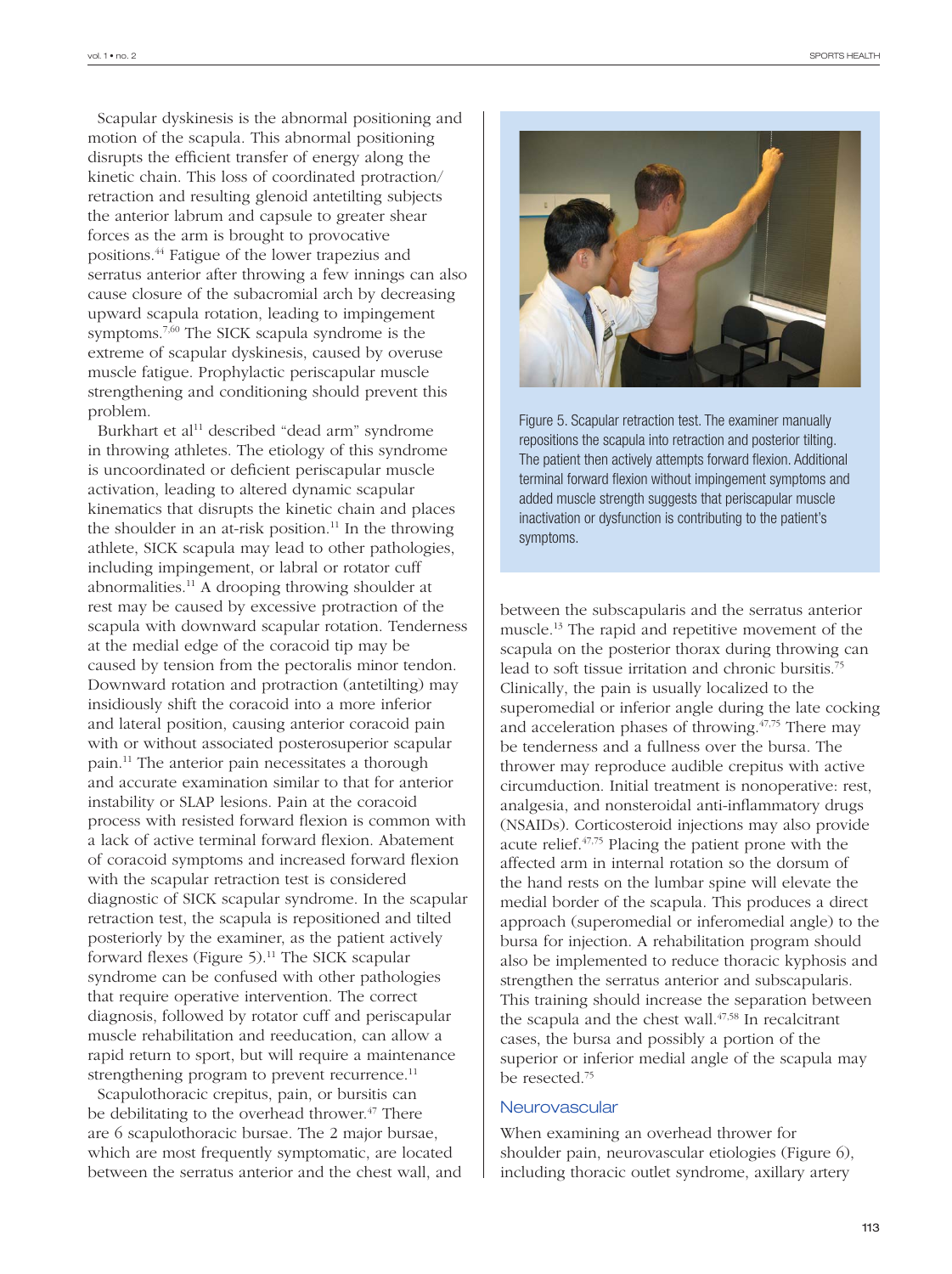Scapular dyskinesis is the abnormal positioning and motion of the scapula. This abnormal positioning disrupts the efficient transfer of energy along the kinetic chain. This loss of coordinated protraction/retraction and resulting glenoid antetilting subjects the anterior labrum and capsule to greater shear forces as the arm is brought to provocative positions.[44] Fatigue of the lower trapezius and serratus anterior after throwing a few innings can also cause closure of the subacromial arch by decreasing upward scapula rotation, leading to impingement symptoms.[7,60] The SICK scapula syndrome is the extreme of scapular dyskinesis, caused by overuse muscle fatigue. Prophylactic periscapular muscle strengthening and conditioning should prevent this problem.

Burkhart et al[11] described "dead arm" syndrome in throwing athletes. The etiology of this syndrome is uncoordinated or deficient periscapular muscle activation, leading to altered dynamic scapular kinematics that disrupts the kinetic chain and places the shoulder in an at-risk position.[11] In the throwing athlete, SICK scapula may lead to other pathologies, including impingement, or labral or rotator cuff abnormalities.[11] A drooping throwing shoulder at rest may be caused by excessive protraction of the scapula with downward scapular rotation. Tenderness at the medial edge of the coracoid tip may be caused by tension from the pectoralis minor tendon. Downward rotation and protraction (antetilting) may insidiously shift the coracoid into a more inferior and lateral position, causing anterior coracoid pain with or without associated posterosuperior scapular pain.[11] The anterior pain necessitates a thorough and accurate examination similar to that for anterior instability or SLAP lesions. Pain at the coracoid process with resisted forward flexion is common with a lack of active terminal forward flexion. Abatement of coracoid symptoms and increased forward flexion with the scapular retraction test is considered diagnostic of SICK scapular syndrome. In the scapular retraction test, the scapula is repositioned and tilted posteriorly by the examiner, as the patient actively forward flexes (Figure 5).[11] The SICK scapular syndrome can be confused with other pathologies that require operative intervention. The correct diagnosis, followed by rotator cuff and periscapular muscle rehabilitation and reeducation, can allow a rapid return to sport, but will require a maintenance strengthening program to prevent recurrence.[11]

Scapulothoracic crepitus, pain, or bursitis can be debilitating to the overhead thrower.[47] There are 6 scapulothoracic bursae. The 2 major bursae, which are most frequently symptomatic, are located between the serratus anterior and the chest wall, and between the subscapularis and the serratus anterior muscle.[13] The rapid and repetitive movement of the scapula on the posterior thorax during throwing can lead to soft tissue irritation and chronic bursitis.[75] Clinically, the pain is usually localized to the superomedial or inferior angle during the late cocking and acceleration phases of throwing.[47,75] There may be tenderness and a fullness over the bursa. The thrower may reproduce audible crepitus with active circumduction. Initial treatment is nonoperative: rest, analgesia, and nonsteroidal anti-inflammatory drugs (NSAIDs). Corticosteroid injections may also provide acute relief.[47,75] Placing the patient prone with the affected arm in internal rotation so the dorsum of the hand rests on the lumbar spine will elevate the medial border of the scapula. This produces a direct approach (superomedial or inferomedial angle) to the bursa for injection. A rehabilitation program should also be implemented to reduce thoracic kyphosis and strengthen the serratus anterior and subscapularis. This training should increase the separation between the scapula and the chest wall.[47,58] In recalcitrant cases, the bursa and possibly a portion of the superior or inferior medial angle of the scapula may be resected.[75]

Figure 5. Scapular retraction test. The examiner manually repositions the scapula into retraction and posterior tilting. The patient then actively attempts forward flexion. Additional terminal forward flexion without impingement symptoms and added muscle strength suggests that periscapular muscle inactivation or dysfunction is contributing to the patient's symptoms.

## Neurovascular

When examining an overhead thrower for shoulder pain, neurovascular etiologies (Figure 6), including thoracic outlet syndrome, axillary artery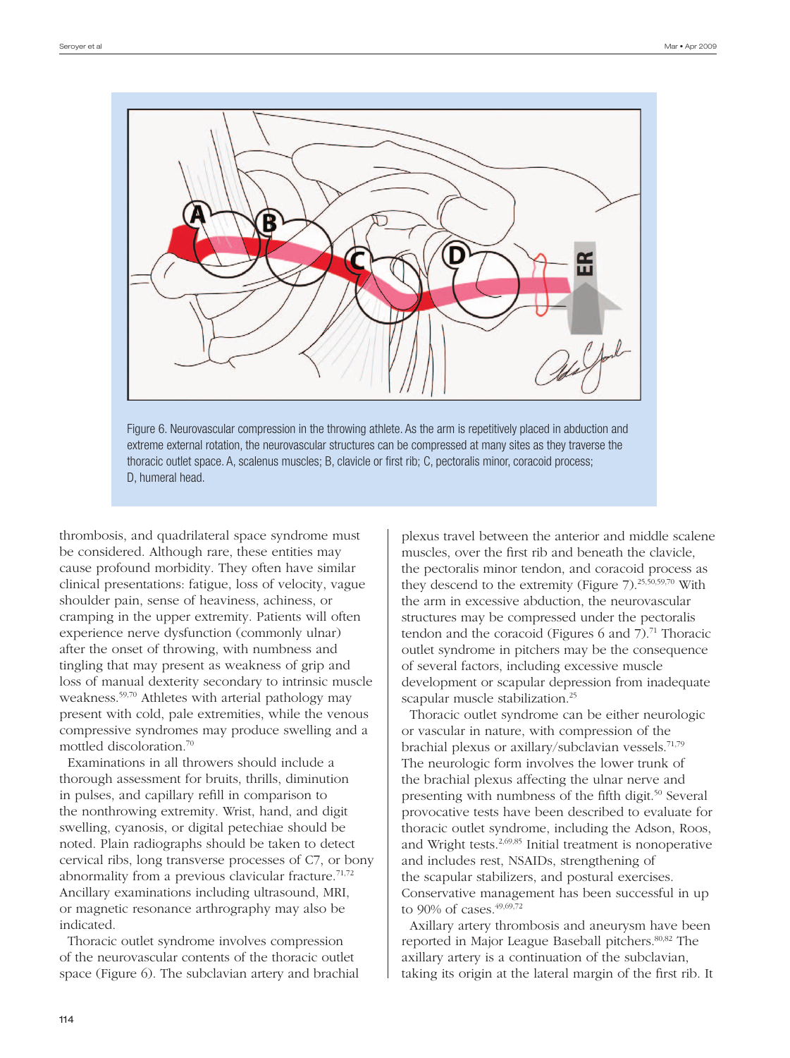Figure 6. Neurovascular compression in the throwing athlete. As the arm is repetitively placed in abduction and extreme external rotation, the neurovascular structures can be compressed at many sites as they traverse the thoracic outlet space. A, scalenus muscles; B, clavicle or first rib; C, pectoralis minor, coracoid process; D, humeral head.

thrombosis, and quadrilateral space syndrome must be considered. Although rare, these entities may cause profound morbidity. They often have similar clinical presentations: fatigue, loss of velocity, vague shoulder pain, sense of heaviness, achiness, or cramping in the upper extremity. Patients will often experience nerve dysfunction (commonly ulnar) after the onset of throwing, with numbness and tingling that may present as weakness of grip and loss of manual dexterity secondary to intrinsic muscle weakness.[59,70] Athletes with arterial pathology may present with cold, pale extremities, while the venous compressive syndromes may produce swelling and a mottled discoloration.[70]

Examinations in all throwers should include a thorough assessment for bruits, thrills, diminution in pulses, and capillary refill in comparison to the nonthrowing extremity. Wrist, hand, and digit swelling, cyanosis, or digital petechiae should be noted. Plain radiographs should be taken to detect cervical ribs, long transverse processes of C7, or bony abnormality from a previous clavicular fracture.[71,72] Ancillary examinations including ultrasound, MRI, or magnetic resonance arthrography may also be indicated.

Thoracic outlet syndrome involves compression of the neurovascular contents of the thoracic outlet space (Figure 6). The subclavian artery and brachial plexus travel between the anterior and middle scalene muscles, over the first rib and beneath the clavicle, the pectoralis minor tendon, and coracoid process as they descend to the extremity (Figure 7).[25,50,59,70] With the arm in excessive abduction, the neurovascular structures may be compressed under the pectoralis tendon and the coracoid (Figures 6 and 7).[71] Thoracic outlet syndrome in pitchers may be the consequence of several factors, including excessive muscle development or scapular depression from inadequate scapular muscle stabilization.[25]

Thoracic outlet syndrome can be either neurologic or vascular in nature, with compression of the brachial plexus or axillary/subclavian vessels.[71,79] The neurologic form involves the lower trunk of the brachial plexus affecting the ulnar nerve and presenting with numbness of the fifth digit.[50] Several provocative tests have been described to evaluate for thoracic outlet syndrome, including the Adson, Roos, and Wright tests.[2,69,85] Initial treatment is nonoperative and includes rest, NSAIDs, strengthening of the scapular stabilizers, and postural exercises. Conservative management has been successful in up to 90% of cases.[49,69,72]

Axillary artery thrombosis and aneurysm have been reported in Major League Baseball pitchers.[80,82] The axillary artery is a continuation of the subclavian, taking its origin at the lateral margin of the first rib. It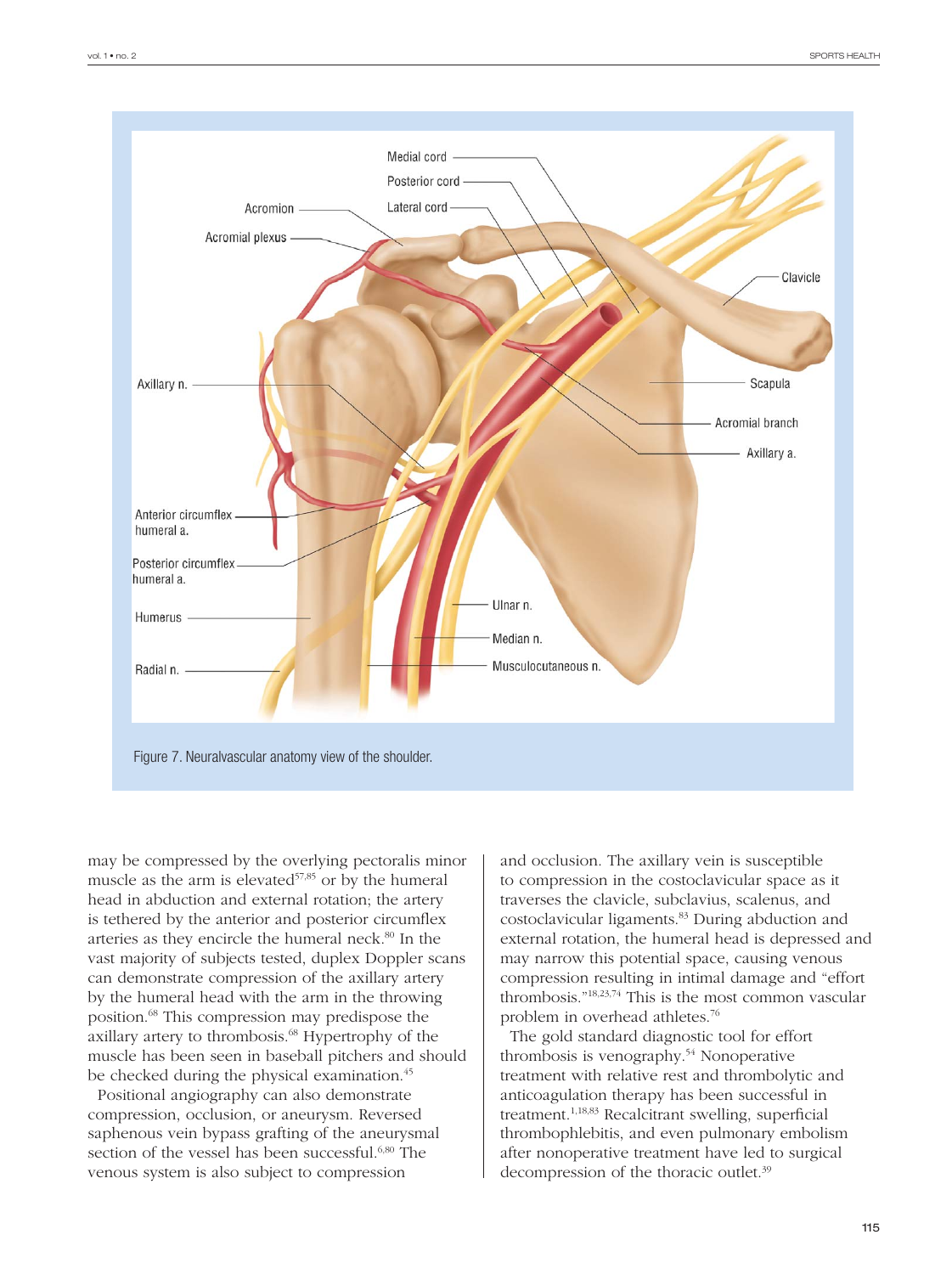Figure 7. Neuralvascular anatomy view of the shoulder.

may be compressed by the overlying pectoralis minor muscle as the arm is elevated[57,85] or by the humeral head in abduction and external rotation; the artery is tethered by the anterior and posterior circumflex arteries as they encircle the humeral neck.[80] In the vast majority of subjects tested, duplex Doppler scans can demonstrate compression of the axillary artery by the humeral head with the arm in the throwing position.[68] This compression may predispose the axillary artery to thrombosis.[68] Hypertrophy of the muscle has been seen in baseball pitchers and should be checked during the physical examination.[45]

Positional angiography can also demonstrate compression, occlusion, or aneurysm. Reversed saphenous vein bypass grafting of the aneurysmal section of the vessel has been successful.[6,80] The venous system is also subject to compression and occlusion. The axillary vein is susceptible to compression in the costoclavicular space as it traverses the clavicle, subclavius, scalenus, and costoclavicular ligaments.[83] During abduction and external rotation, the humeral head is depressed and may narrow this potential space, causing venous compression resulting in intimal damage and "effort thrombosis."[18,23,74] This is the most common vascular problem in overhead athletes.[76]

The gold standard diagnostic tool for effort thrombosis is venography.[54] Nonoperative treatment with relative rest and thrombolytic and anticoagulation therapy has been successful in treatment.[1,18,83] Recalcitrant swelling, superficial thrombophlebitis, and even pulmonary embolism after nonoperative treatment have led to surgical decompression of the thoracic outlet.[39]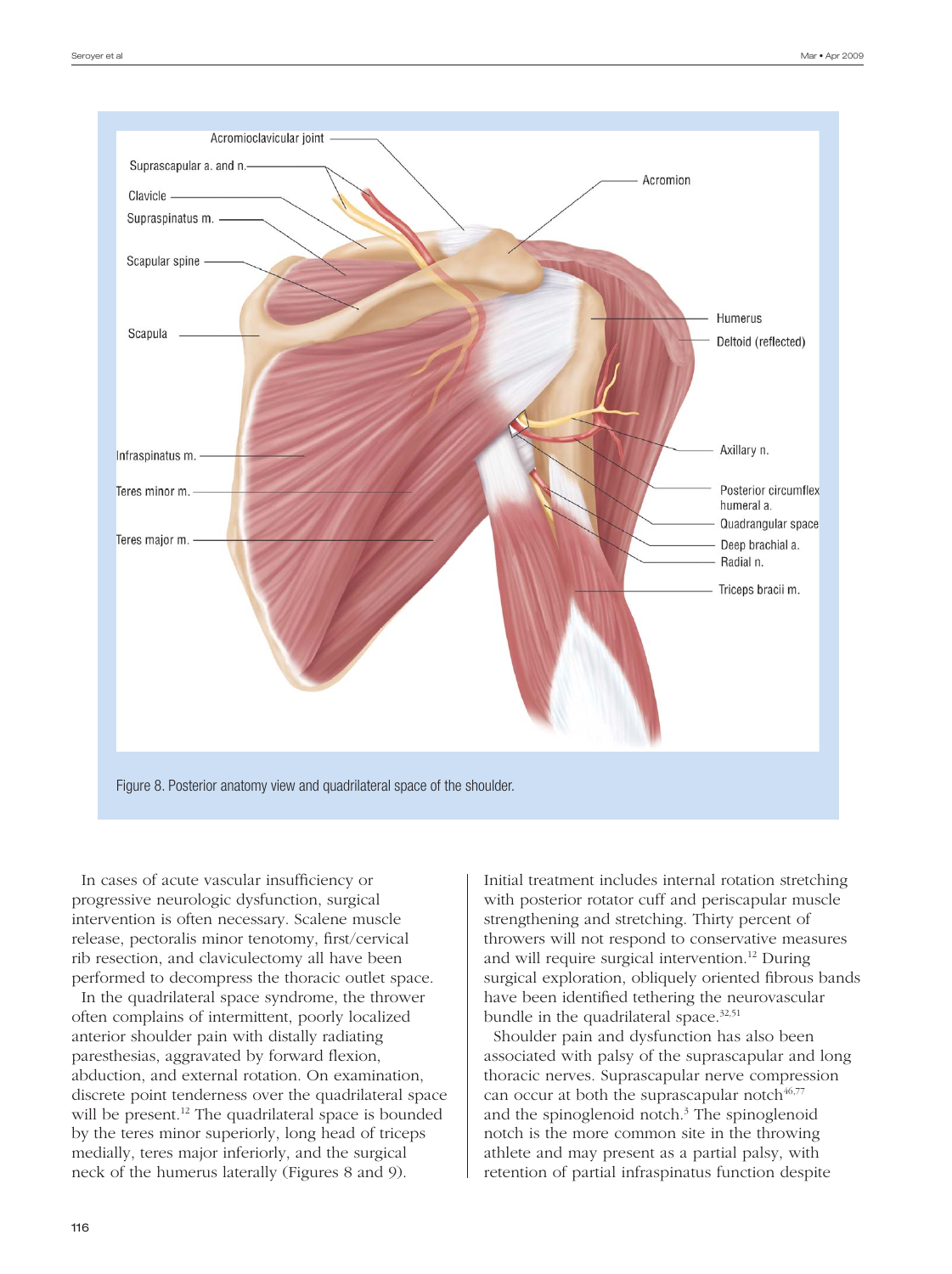Figure 8. Posterior anatomy view and quadrilateral space of the shoulder.

In cases of acute vascular insufficiency or progressive neurologic dysfunction, surgical intervention is often necessary. Scalene muscle release, pectoralis minor tenotomy, first/cervical rib resection, and claviculectomy all have been performed to decompress the thoracic outlet space.

In the quadrilateral space syndrome, the thrower often complains of intermittent, poorly localized anterior shoulder pain with distally radiating paresthesias, aggravated by forward flexion, abduction, and external rotation. On examination, discrete point tenderness over the quadrilateral space will be present.[12] The quadrilateral space is bounded by the teres minor superiorly, long head of triceps medially, teres major inferiorly, and the surgical neck of the humerus laterally (Figures 8 and 9). Initial treatment includes internal rotation stretching with posterior rotator cuff and periscapular muscle strengthening and stretching. Thirty percent of throwers will not respond to conservative measures and will require surgical intervention.[12] During surgical exploration, obliquely oriented fibrous bands have been identified tethering the neurovascular bundle in the quadrilateral space.[32,51]

Shoulder pain and dysfunction has also been associated with palsy of the suprascapular and long thoracic nerves. Suprascapular nerve compression can occur at both the suprascapular notch[46,77] and the spinoglenoid notch.[3] The spinoglenoid notch is the more common site in the throwing athlete and may present as a partial palsy, with retention of partial infraspinatus function despite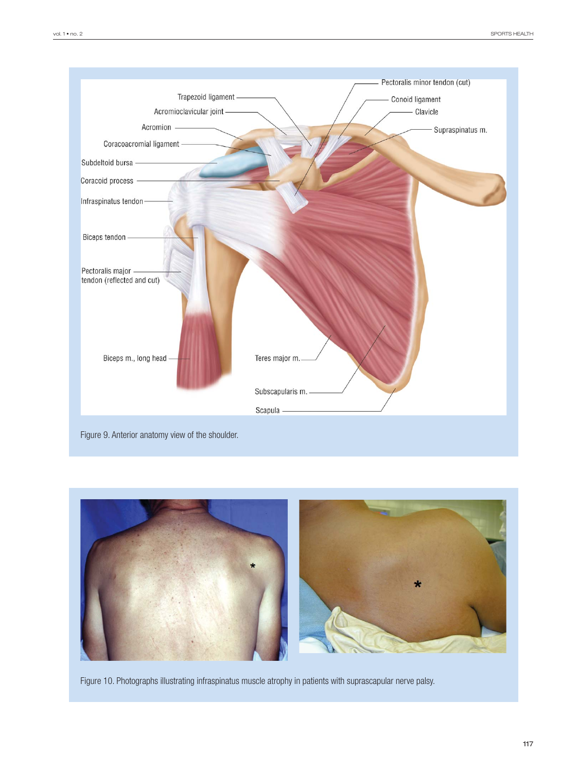Figure 9. Anterior anatomy view of the shoulder.

Figure 10. Photographs illustrating infraspinatus muscle atrophy in patients with suprascapular nerve palsy.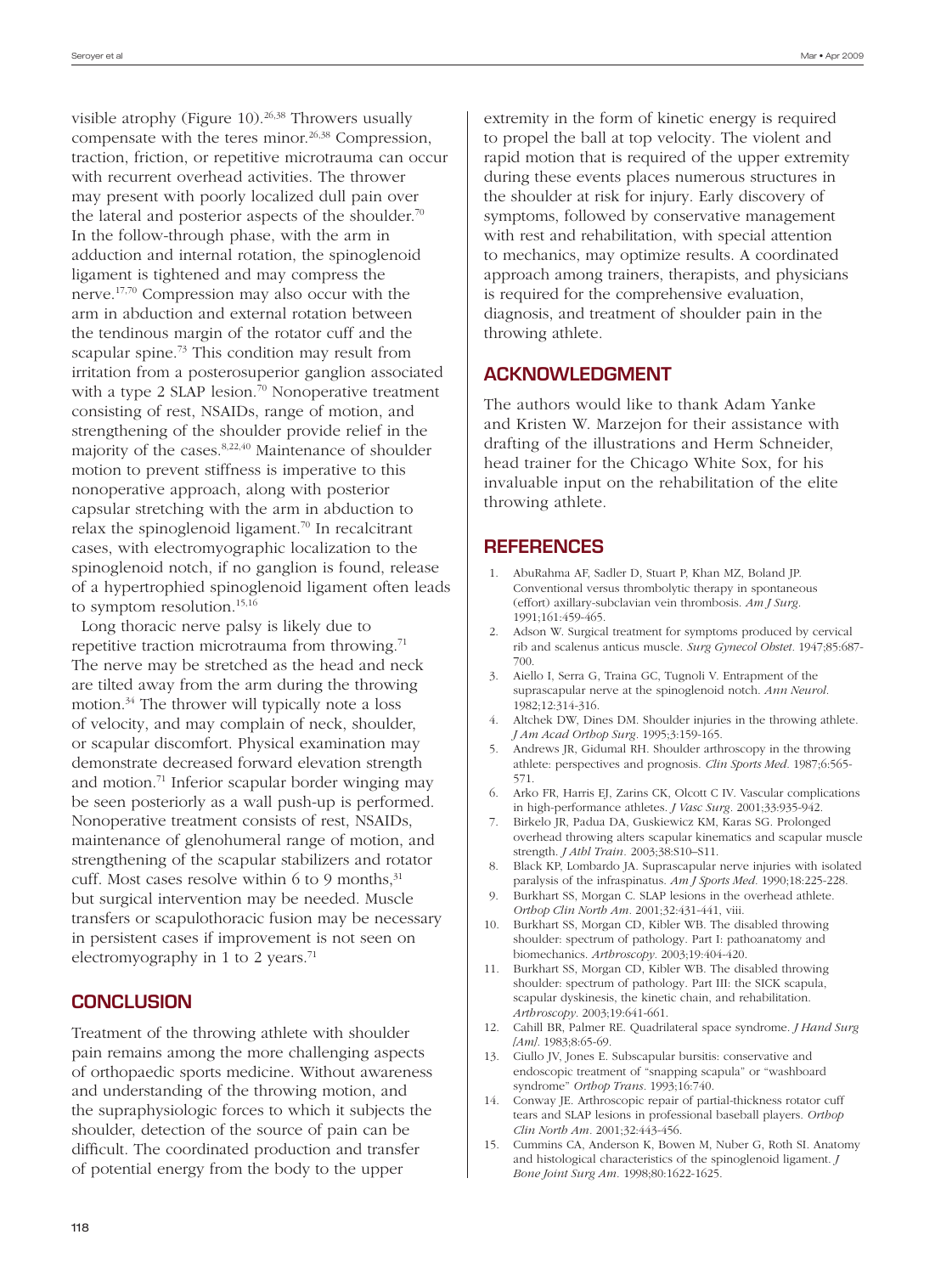visible atrophy (Figure 10).[26,38] Throwers usually compensate with the teres minor.[26,38] Compression, traction, friction, or repetitive microtrauma can occur with recurrent overhead activities. The thrower may present with poorly localized dull pain over the lateral and posterior aspects of the shoulder.[70] In the follow-through phase, with the arm in adduction and internal rotation, the spinoglenoid ligament is tightened and may compress the nerve.[17,70] Compression may also occur with the arm in abduction and external rotation between the tendinous margin of the rotator cuff and the scapular spine.[73] This condition may result from irritation from a posterosuperior ganglion associated with a type 2 SLAP lesion.[70] Nonoperative treatment consisting of rest, NSAIDs, range of motion, and strengthening of the shoulder provide relief in the majority of the cases.[8,22,40] Maintenance of shoulder motion to prevent stiffness is imperative to this nonoperative approach, along with posterior capsular stretching with the arm in abduction to relax the spinoglenoid ligament.[70] In recalcitrant cases, with electromyographic localization to the spinoglenoid notch, if no ganglion is found, release of a hypertrophied spinoglenoid ligament often leads to symptom resolution.[15,16]

Long thoracic nerve palsy is likely due to repetitive traction microtrauma from throwing.[71] The nerve may be stretched as the head and neck are tilted away from the arm during the throwing motion.[34] The thrower will typically note a loss of velocity, and may complain of neck, shoulder, or scapular discomfort. Physical examination may demonstrate decreased forward elevation strength and motion.[71] Inferior scapular border winging may be seen posteriorly as a wall push-up is performed. Nonoperative treatment consists of rest, NSAIDs, maintenance of glenohumeral range of motion, and strengthening of the scapular stabilizers and rotator cuff. Most cases resolve within 6 to 9 months,[31] but surgical intervention may be needed. Muscle transfers or scapulothoracic fusion may be necessary in persistent cases if improvement is not seen on electromyography in 1 to 2 years.[71]

## CONCLUSION

Treatment of the throwing athlete with shoulder pain remains among the more challenging aspects of orthopaedic sports medicine. Without awareness and understanding of the throwing motion, and the supraphysiologic forces to which it subjects the shoulder, detection of the source of pain can be difficult. The coordinated production and transfer of potential energy from the body to the upper extremity in the form of kinetic energy is required to propel the ball at top velocity. The violent and rapid motion that is required of the upper extremity during these events places numerous structures in the shoulder at risk for injury. Early discovery of symptoms, followed by conservative management with rest and rehabilitation, with special attention to mechanics, may optimize results. A coordinated approach among trainers, therapists, and physicians is required for the comprehensive evaluation, diagnosis, and treatment of shoulder pain in the throwing athlete.

## ACKNOWLEDGMENT

The authors would like to thank Adam Yanke and Kristen W. Marzejon for their assistance with drafting of the illustrations and Herm Schneider, head trainer for the Chicago White Sox, for his invaluable input on the rehabilitation of the elite throwing athlete.

## REFERENCES

1. AbuRahma AF, Sadler D, Stuart P, Khan MZ, Boland JP. Conventional versus thrombolytic therapy in spontaneous (effort) axillary-subclavian vein thrombosis. *Am J Surg*. 1991;161:459-465.
2. Adson W. Surgical treatment for symptoms produced by cervical rib and scalenus anticus muscle. *Surg Gynecol Obstet*. 1947;85:687-700.
3. Aiello I, Serra G, Traina GC, Tugnoli V. Entrapment of the suprascapular nerve at the spinoglenoid notch. *Ann Neurol*. 1982;12:314-316.
4. Altchek DW, Dines DM. Shoulder injuries in the throwing athlete. *J Am Acad Orthop Surg*. 1995;3:159-165.
5. Andrews JR, Gidumal RH. Shoulder arthroscopy in the throwing athlete: perspectives and prognosis. *Clin Sports Med*. 1987;6:565-571.
6. Arko FR, Harris EJ, Zarins CK, Olcott C IV. Vascular complications in high-performance athletes. *J Vasc Surg*. 2001;33:935-942.
7. Birkelo JR, Padua DA, Guskiewicz KM, Karas SG. Prolonged overhead throwing alters scapular kinematics and scapular muscle strength. *J Athl Train*. 2003;38:S10–S11.
8. Black KP, Lombardo JA. Suprascapular nerve injuries with isolated paralysis of the infraspinatus. *Am J Sports Med*. 1990;18:225-228.
9. Burkhart SS, Morgan C. SLAP lesions in the overhead athlete. *Orthop Clin North Am*. 2001;32:431-441, viii.
10. Burkhart SS, Morgan CD, Kibler WB. The disabled throwing shoulder: spectrum of pathology. Part I: pathoanatomy and biomechanics. *Arthroscopy*. 2003;19:404-420.
11. Burkhart SS, Morgan CD, Kibler WB. The disabled throwing shoulder: spectrum of pathology. Part III: the SICK scapula, scapular dyskinesis, the kinetic chain, and rehabilitation. *Arthroscopy*. 2003;19:641-661.
12. Cahill BR, Palmer RE. Quadrilateral space syndrome. *J Hand Surg [Am]*. 1983;8:65-69.
13. Ciullo JV, Jones E. Subscapular bursitis: conservative and endoscopic treatment of "snapping scapula" or "washboard syndrome" *Orthop Trans*. 1993;16:740.
14. Conway JE. Arthroscopic repair of partial-thickness rotator cuff tears and SLAP lesions in professional baseball players. *Orthop Clin North Am*. 2001;32:443-456.
15. Cummins CA, Anderson K, Bowen M, Nuber G, Roth SI. Anatomy and histological characteristics of the spinoglenoid ligament. *J Bone Joint Surg Am*. 1998;80:1622-1625.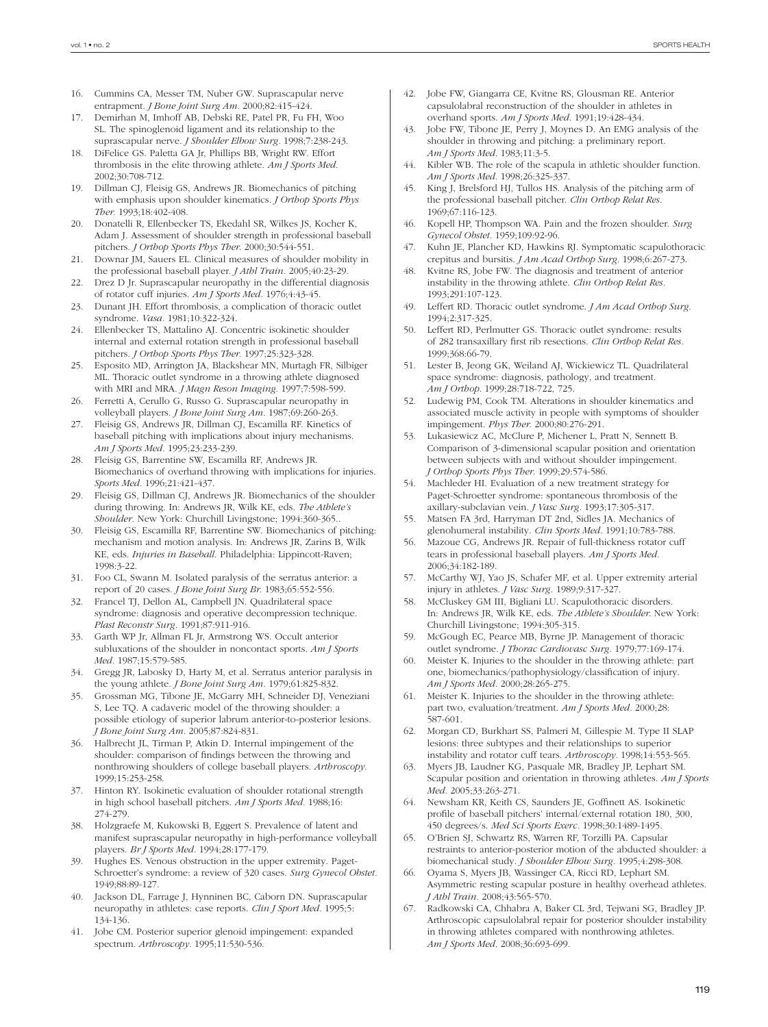16. Cummins CA, Messer TM, Nuber GW. Suprascapular nerve entrapment. *J Bone Joint Surg Am*. 2000;82:415-424.
17. Demirhan M, Imhoff AB, Debski RE, Patel PR, Fu FH, Woo SL. The spinoglenoid ligament and its relationship to the suprascapular nerve. *J Shoulder Elbow Surg*. 1998;7:238-243.
18. DiFelice GS. Paletta GA Jr, Phillips BB, Wright RW. Effort thrombosis in the elite throwing athlete. *Am J Sports Med*. 2002;30:708-712.
19. Dillman CJ, Fleisig GS, Andrews JR. Biomechanics of pitching with emphasis upon shoulder kinematics. *J Orthop Sports Phys Ther*. 1993;18:402-408.
20. Donatelli R, Ellenbecker TS, Ekedahl SR, Wilkes JS, Kocher K, Adam J. Assessment of shoulder strength in professional baseball pitchers. *J Orthop Sports Phys Ther*. 2000;30:544-551.
21. Downar JM, Sauers EL. Clinical measures of shoulder mobility in the professional baseball player. *J Athl Train*. 2005;40:23-29.
22. Drez D Jr. Suprascapular neuropathy in the differential diagnosis of rotator cuff injuries. *Am J Sports Med*. 1976;4:43-45.
23. Dunant JH. Effort thrombosis, a complication of thoracic outlet syndrome. *Vasa*. 1981;10:322-324.
24. Ellenbecker TS, Mattalino AJ. Concentric isokinetic shoulder internal and external rotation strength in professional baseball pitchers. *J Orthop Sports Phys Ther*. 1997;25:323-328.
25. Esposito MD, Arrington JA, Blackshear MN, Murtagh FR, Silbiger ML. Thoracic outlet syndrome in a throwing athlete diagnosed with MRI and MRA. *J Magn Reson Imaging*. 1997;7:598-599.
26. Ferretti A, Cerullo G, Russo G. Suprascapular neuropathy in volleyball players. *J Bone Joint Surg Am*. 1987;69:260-263.
27. Fleisig GS, Andrews JR, Dillman CJ, Escamilla RF. Kinetics of baseball pitching with implications about injury mechanisms. *Am J Sports Med*. 1995;23:233-239.
28. Fleisig GS, Barrentine SW, Escamilla RF, Andrews JR. Biomechanics of overhand throwing with implications for injuries. *Sports Med*. 1996;21:421-437.
29. Fleisig GS, Dillman CJ, Andrews JR. Biomechanics of the shoulder during throwing. In: Andrews JR, Wilk KE, eds. *The Athlete's Shoulder*. New York: Churchill Livingstone; 1994:360-365..
30. Fleisig GS, Escamilla RF, Barrentine SW. Biomechanics of pitching: mechanism and motion analysis. In: Andrews JR, Zarins B, Wilk KE, eds. *Injuries in Baseball*. Philadelphia: Lippincott-Raven; 1998:3-22.
31. Foo CL, Swann M. Isolated paralysis of the serratus anterior: a report of 20 cases. *J Bone Joint Surg Br*. 1983;65:552-556.
32. Francel TJ, Dellon AL, Campbell JN. Quadrilateral space syndrome: diagnosis and operative decompression technique. *Plast Reconstr Surg*. 1991;87:911-916.
33. Garth WP Jr, Allman FL Jr, Armstrong WS. Occult anterior subluxations of the shoulder in noncontact sports. *Am J Sports Med*. 1987;15:579-585.
34. Gregg JR, Labosky D, Harty M, et al. Serratus anterior paralysis in the young athlete. *J Bone Joint Surg Am*. 1979;61:825-832.
35. Grossman MG, Tibone JE, McGarry MH, Schneider DJ, Veneziani S, Lee TQ. A cadaveric model of the throwing shoulder: a possible etiology of superior labrum anterior-to-posterior lesions. *J Bone Joint Surg Am*. 2005;87:824-831.
36. Halbrecht JL, Tirman P, Atkin D. Internal impingement of the shoulder: comparison of findings between the throwing and nonthrowing shoulders of college baseball players. *Arthroscopy*. 1999;15:253-258.
37. Hinton RY. Isokinetic evaluation of shoulder rotational strength in high school baseball pitchers. *Am J Sports Med*. 1988;16: 274-279.
38. Holzgraefe M, Kukowski B, Eggert S. Prevalence of latent and manifest suprascapular neuropathy in high-performance volleyball players. *Br J Sports Med*. 1994;28:177-179.
39. Hughes ES. Venous obstruction in the upper extremity. Paget-Schroetter's syndrome: a review of 320 cases. *Surg Gynecol Obstet*. 1949;88:89-127.
40. Jackson DL, Farrage J, Hynninen BC, Caborn DN. Suprascapular neuropathy in athletes: case reports. *Clin J Sport Med*. 1995;5: 134-136.
41. Jobe CM. Posterior superior glenoid impingement: expanded spectrum. *Arthroscopy*. 1995;11:530-536.
42. Jobe FW, Giangarra CE, Kvitne RS, Glousman RE. Anterior capsulolabral reconstruction of the shoulder in athletes in overhand sports. *Am J Sports Med*. 1991;19:428-434.
43. Jobe FW, Tibone JE, Perry J, Moynes D. An EMG analysis of the shoulder in throwing and pitching: a preliminary report. *Am J Sports Med*. 1983;11:3-5.
44. Kibler WB. The role of the scapula in athletic shoulder function. *Am J Sports Med*. 1998;26:325-337.
45. King J, Brelsford HJ, Tullos HS. Analysis of the pitching arm of the professional baseball pitcher. *Clin Orthop Relat Res*. 1969;67:116-123.
46. Kopell HP, Thompson WA. Pain and the frozen shoulder. *Surg Gynecol Obstet*. 1959;109:92-96.
47. Kuhn JE, Plancher KD, Hawkins RJ. Symptomatic scapulothoracic crepitus and bursitis. *J Am Acad Orthop Surg*. 1998;6:267-273.
48. Kvitne RS, Jobe FW. The diagnosis and treatment of anterior instability in the throwing athlete. *Clin Orthop Relat Res*. 1993;291:107-123.
49. Leffert RD. Thoracic outlet syndrome. *J Am Acad Orthop Surg*. 1994;2:317-325.
50. Leffert RD, Perlmutter GS. Thoracic outlet syndrome: results of 282 transaxillary first rib resections. *Clin Orthop Relat Res*. 1999;368:66-79.
51. Lester B, Jeong GK, Weiland AJ, Wickiewicz TL. Quadrilateral space syndrome: diagnosis, pathology, and treatment. *Am J Orthop*. 1999;28:718-722, 725.
52. Ludewig PM, Cook TM. Alterations in shoulder kinematics and associated muscle activity in people with symptoms of shoulder impingement. *Phys Ther*. 2000;80:276-291.
53. Lukasiewicz AC, McClure P, Michener L, Pratt N, Sennett B. Comparison of 3-dimensional scapular position and orientation between subjects with and without shoulder impingement. *J Orthop Sports Phys Ther*. 1999;29:574-586.
54. Machleder HI. Evaluation of a new treatment strategy for Paget-Schroetter syndrome: spontaneous thrombosis of the axillary-subclavian vein. *J Vasc Surg*. 1993;17:305-317.
55. Matsen FA 3rd, Harryman DT 2nd, Sidles JA. Mechanics of glenohumeral instability. *Clin Sports Med*. 1991;10:783-788.
56. Mazoue CG, Andrews JR. Repair of full-thickness rotator cuff tears in professional baseball players. *Am J Sports Med*. 2006;34:182-189.
57. McCarthy WJ, Yao JS, Schafer MF, et al. Upper extremity arterial injury in athletes. *J Vasc Surg*. 1989;9:317-327.
58. McCluskey GM III, Bigliani LU. Scapulothoracic disorders. In: Andrews JR, Wilk KE, eds. *The Athlete's Shoulder*. New York: Churchill Livingstone; 1994:305-315.
59. McGough EC, Pearce MB, Byrne JP. Management of thoracic outlet syndrome. *J Thorac Cardiovasc Surg*. 1979;77:169-174.
60. Meister K. Injuries to the shoulder in the throwing athlete: part one, biomechanics/pathophysiology/classification of injury. *Am J Sports Med*. 2000;28:265-275.
61. Meister K. Injuries to the shoulder in the throwing athlete: part two, evaluation/treatment. *Am J Sports Med*. 2000;28: 587-601.
62. Morgan CD, Burkhart SS, Palmeri M, Gillespie M. Type II SLAP lesions: three subtypes and their relationships to superior instability and rotator cuff tears. *Arthroscopy*. 1998;14:553-565.
63. Myers JB, Laudner KG, Pasquale MR, Bradley JP, Lephart SM. Scapular position and orientation in throwing athletes. *Am J Sports Med*. 2005;33:263-271.
64. Newsham KR, Keith CS, Saunders JE, Goffinett AS. Isokinetic profile of baseball pitchers' internal/external rotation 180, 300, 450 degrees/s. *Med Sci Sports Exerc*. 1998;30:1489-1495.
65. O'Brien SJ, Schwartz RS, Warren RF, Torzilli PA. Capsular restraints to anterior-posterior motion of the abducted shoulder: a biomechanical study. *J Shoulder Elbow Surg*. 1995;4:298-308.
66. Oyama S, Myers JB, Wassinger CA, Ricci RD, Lephart SM. Asymmetric resting scapular posture in healthy overhead athletes. *J Athl Train*. 2008;43:565-570.
67. Radkowski CA, Chhabra A, Baker CL 3rd, Tejwani SG, Bradley JP. Arthroscopic capsulolabral repair for posterior shoulder instability in throwing athletes compared with nonthrowing athletes. *Am J Sports Med*. 2008;36:693-699.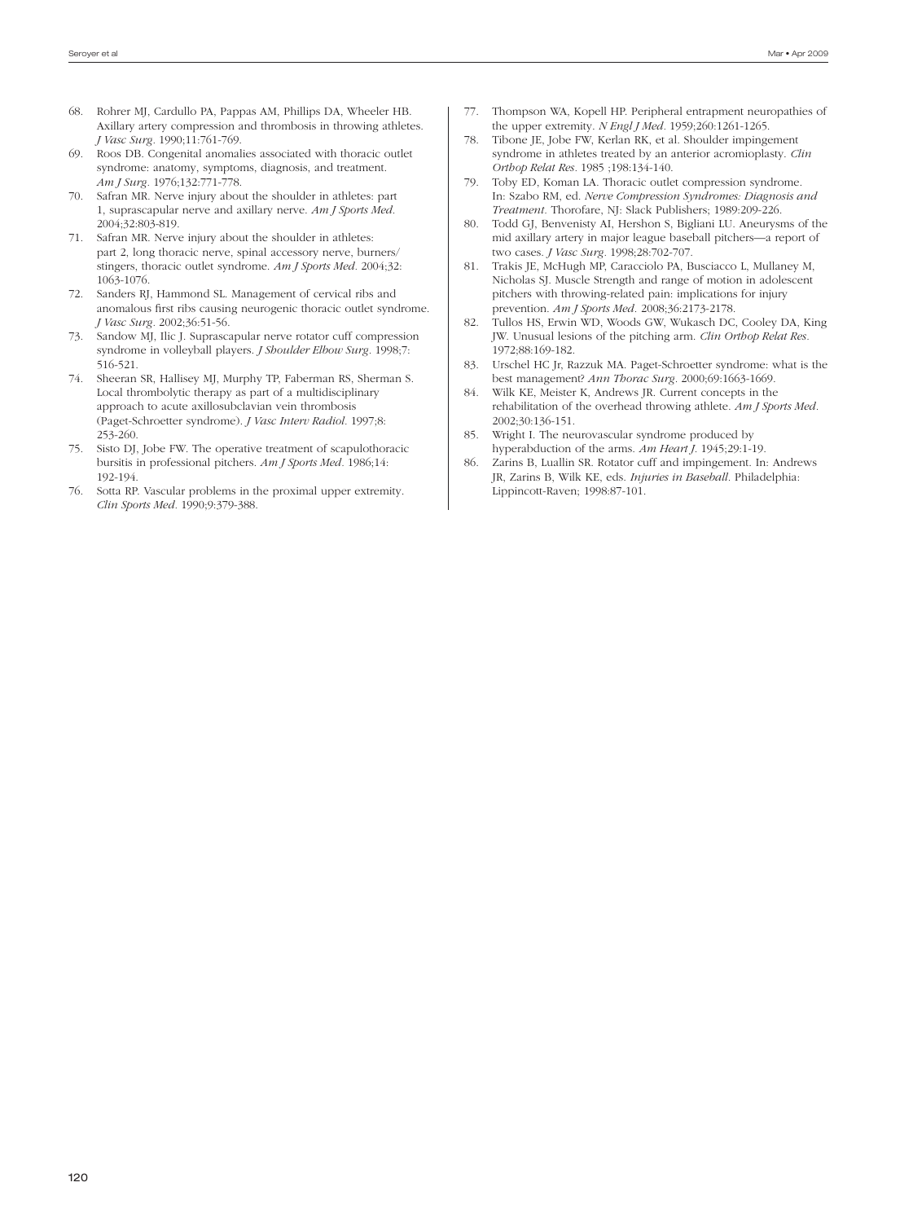68. Rohrer MJ, Cardullo PA, Pappas AM, Phillips DA, Wheeler HB. Axillary artery compression and thrombosis in throwing athletes. *J Vasc Surg*. 1990;11:761-769.
69. Roos DB. Congenital anomalies associated with thoracic outlet syndrome: anatomy, symptoms, diagnosis, and treatment. *Am J Surg*. 1976;132:771-778.
70. Safran MR. Nerve injury about the shoulder in athletes: part 1, suprascapular nerve and axillary nerve. *Am J Sports Med*. 2004;32:803-819.
71. Safran MR. Nerve injury about the shoulder in athletes: part 2, long thoracic nerve, spinal accessory nerve, burners/stingers, thoracic outlet syndrome. *Am J Sports Med*. 2004;32:1063-1076.
72. Sanders RJ, Hammond SL. Management of cervical ribs and anomalous first ribs causing neurogenic thoracic outlet syndrome. *J Vasc Surg*. 2002;36:51-56.
73. Sandow MJ, Ilic J. Suprascapular nerve rotator cuff compression syndrome in volleyball players. *J Shoulder Elbow Surg*. 1998;7:516-521.
74. Sheeran SR, Hallisey MJ, Murphy TP, Faberman RS, Sherman S. Local thrombolytic therapy as part of a multidisciplinary approach to acute axillosubclavian vein thrombosis (Paget-Schroetter syndrome). *J Vasc Interv Radiol*. 1997;8:253-260.
75. Sisto DJ, Jobe FW. The operative treatment of scapulothoracic bursitis in professional pitchers. *Am J Sports Med*. 1986;14:192-194.
76. Sotta RP. Vascular problems in the proximal upper extremity. *Clin Sports Med*. 1990;9:379-388.
77. Thompson WA, Kopell HP. Peripheral entrapment neuropathies of the upper extremity. *N Engl J Med*. 1959;260:1261-1265.
78. Tibone JE, Jobe FW, Kerlan RK, et al. Shoulder impingement syndrome in athletes treated by an anterior acromioplasty. *Clin Orthop Relat Res*. 1985 ;198:134-140.
79. Toby ED, Koman LA. Thoracic outlet compression syndrome. In: Szabo RM, ed. *Nerve Compression Syndromes: Diagnosis and Treatment*. Thorofare, NJ: Slack Publishers; 1989:209-226.
80. Todd GJ, Benvenisty AI, Hershon S, Bigliani LU. Aneurysms of the mid axillary artery in major league baseball pitchers—a report of two cases. *J Vasc Surg*. 1998;28:702-707.
81. Trakis JE, McHugh MP, Caracciolo PA, Busciacco L, Mullaney M, Nicholas SJ. Muscle Strength and range of motion in adolescent pitchers with throwing-related pain: implications for injury prevention. *Am J Sports Med*. 2008;36:2173-2178.
82. Tullos HS, Erwin WD, Woods GW, Wukasch DC, Cooley DA, King JW. Unusual lesions of the pitching arm. *Clin Orthop Relat Res*. 1972;88:169-182.
83. Urschel HC Jr, Razzuk MA. Paget-Schroetter syndrome: what is the best management? *Ann Thorac Surg*. 2000;69:1663-1669.
84. Wilk KE, Meister K, Andrews JR. Current concepts in the rehabilitation of the overhead throwing athlete. *Am J Sports Med*. 2002;30:136-151.
85. Wright I. The neurovascular syndrome produced by hyperabduction of the arms. *Am Heart J*. 1945;29:1-19.
86. Zarins B, Luallin SR. Rotator cuff and impingement. In: Andrews JR, Zarins B, Wilk KE, eds. *Injuries in Baseball*. Philadelphia: Lippincott-Raven; 1998:87-101.